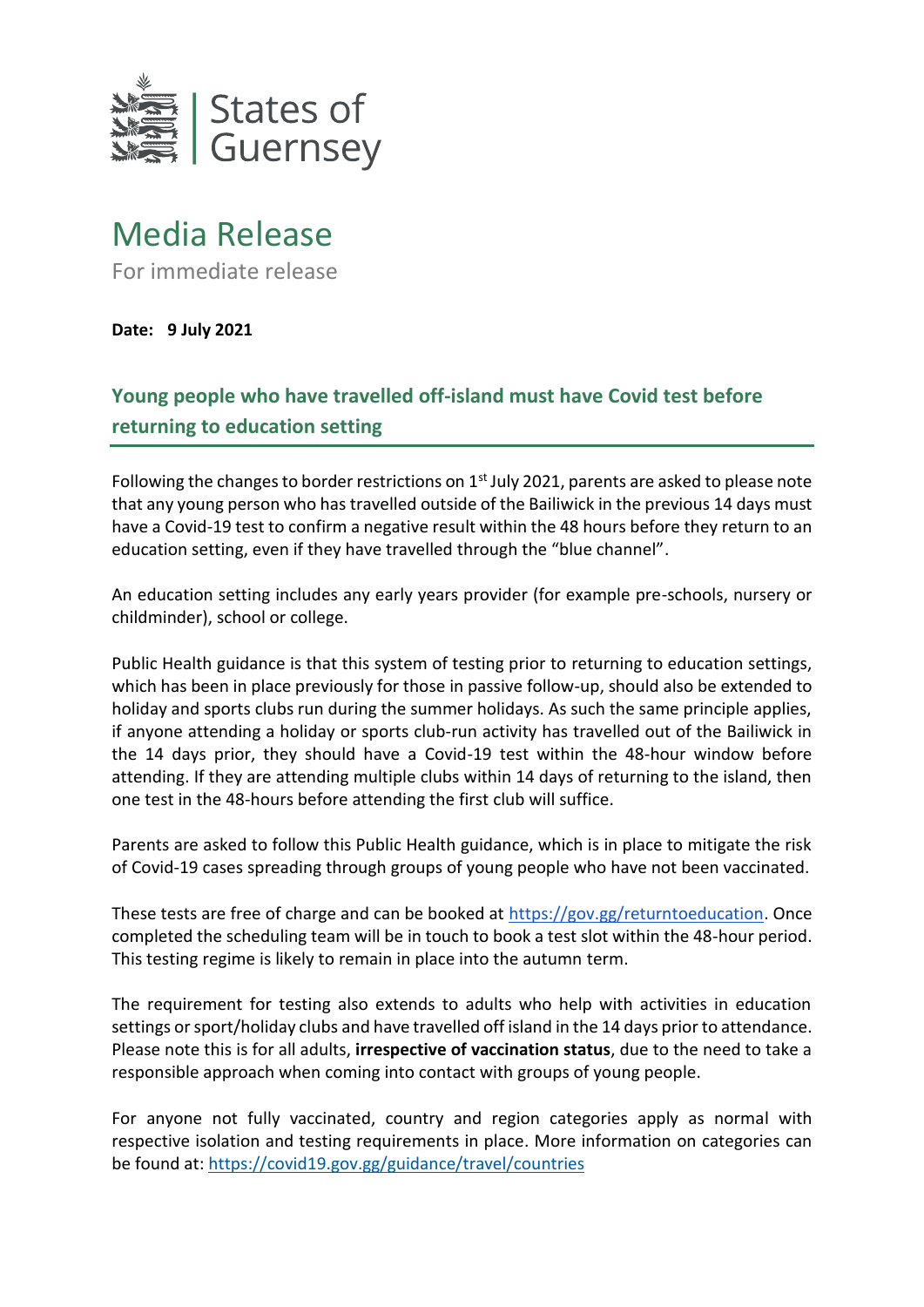States of Guernsey

# Media Release

For immediate release

**Date: 9 July 2021**

## Young people who have travelled off-island must have Covid test before returning to education setting

Following the changes to border restrictions on 1st July 2021, parents are asked to please note that any young person who has travelled outside of the Bailiwick in the previous 14 days must have a Covid-19 test to confirm a negative result within the 48 hours before they return to an education setting, even if they have travelled through the "blue channel".

An education setting includes any early years provider (for example pre-schools, nursery or childminder), school or college.

Public Health guidance is that this system of testing prior to returning to education settings, which has been in place previously for those in passive follow-up, should also be extended to holiday and sports clubs run during the summer holidays. As such the same principle applies, if anyone attending a holiday or sports club-run activity has travelled out of the Bailiwick in the 14 days prior, they should have a Covid-19 test within the 48-hour window before attending. If they are attending multiple clubs within 14 days of returning to the island, then one test in the 48-hours before attending the first club will suffice.

Parents are asked to follow this Public Health guidance, which is in place to mitigate the risk of Covid-19 cases spreading through groups of young people who have not been vaccinated.

These tests are free of charge and can be booked at https://gov.gg/returntoeducation. Once completed the scheduling team will be in touch to book a test slot within the 48-hour period. This testing regime is likely to remain in place into the autumn term.

The requirement for testing also extends to adults who help with activities in education settings or sport/holiday clubs and have travelled off island in the 14 days prior to attendance. Please note this is for all adults, **irrespective of vaccination status**, due to the need to take a responsible approach when coming into contact with groups of young people.

For anyone not fully vaccinated, country and region categories apply as normal with respective isolation and testing requirements in place. More information on categories can be found at: https://covid19.gov.gg/guidance/travel/countries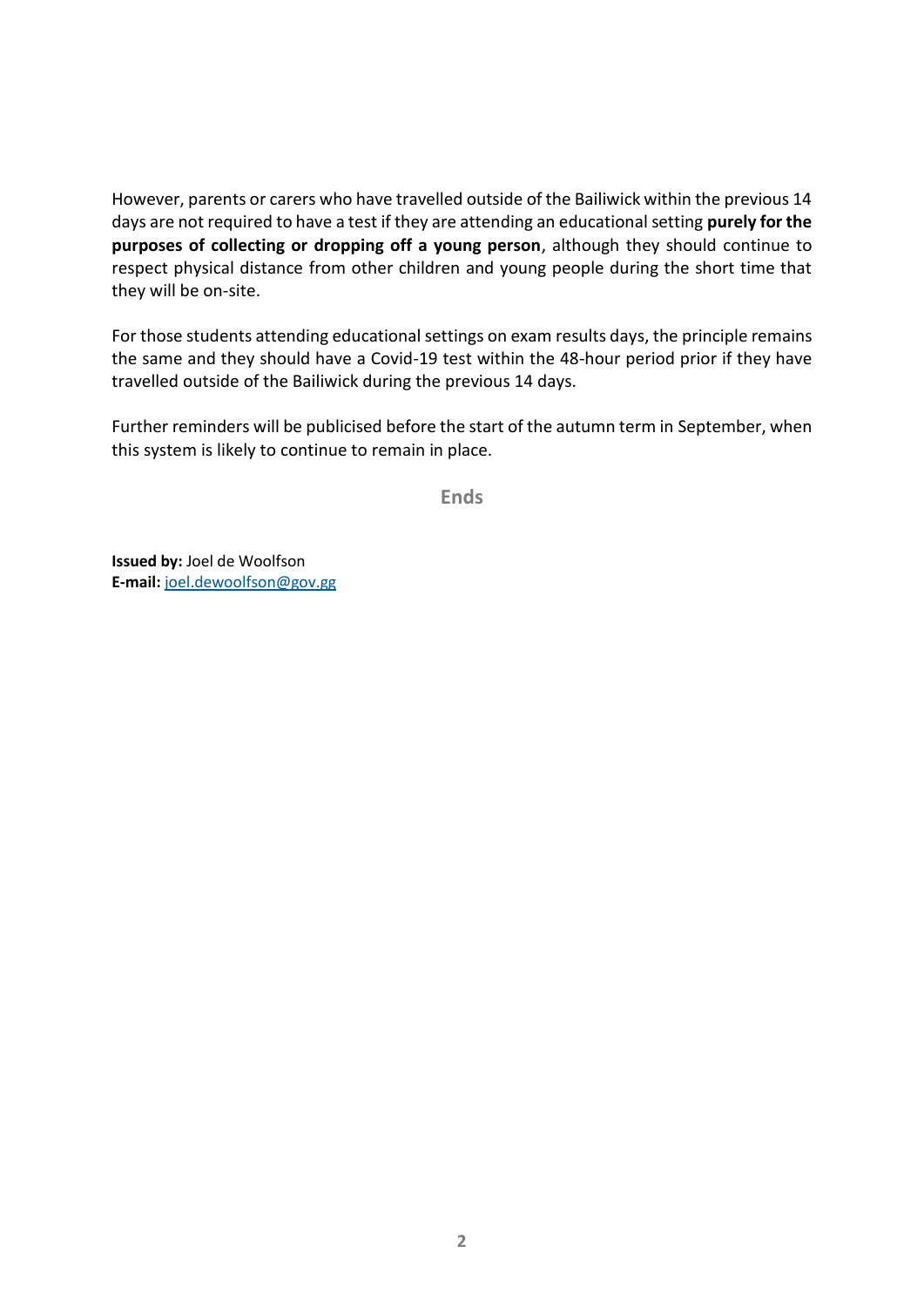However, parents or carers who have travelled outside of the Bailiwick within the previous 14 days are not required to have a test if they are attending an educational setting **purely for the purposes of collecting or dropping off a young person**, although they should continue to respect physical distance from other children and young people during the short time that they will be on-site.

For those students attending educational settings on exam results days, the principle remains the same and they should have a Covid-19 test within the 48-hour period prior if they have travelled outside of the Bailiwick during the previous 14 days.

Further reminders will be publicised before the start of the autumn term in September, when this system is likely to continue to remain in place.

**Ends**

**Issued by:** Joel de Woolfson
**E-mail:** [joel.dewoolfson@gov.gg](mailto:joel.dewoolfson@gov.gg)